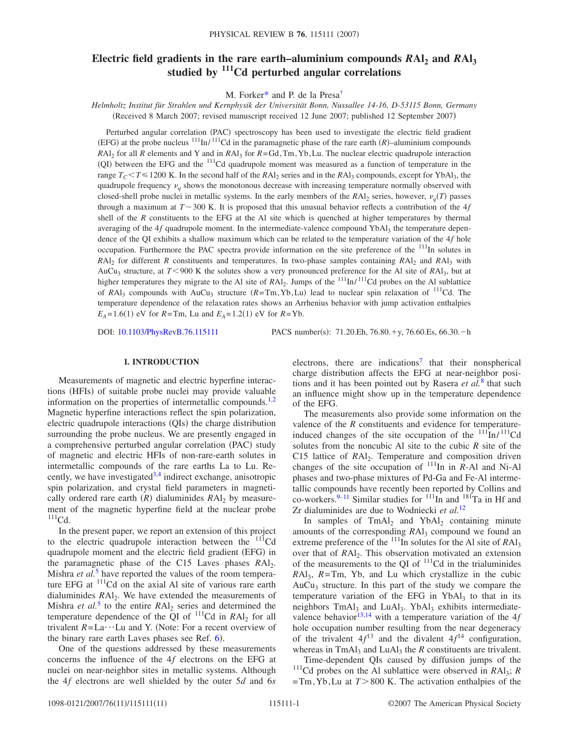# Electric field gradients in the rare earth–aluminium compounds $R\mathrm{Al}_2$ and $R\mathrm{Al}_3$ studied by $^{111}$Cd perturbed angular correlations

M. Forker* and P. de la Presa†

*Helmholtz Institut für Strahlen und Kernphysik der Universität Bonn, Nussallee 14-16, D-53115 Bonn, Germany*

(Received 8 March 2007; revised manuscript received 12 June 2007; published 12 September 2007)

Perturbed angular correlation (PAC) spectroscopy has been used to investigate the electric field gradient (EFG) at the probe nucleus $^{111}$In/$^{111}$Cd in the paramagnetic phase of the rare earth ($R$)–aluminium compounds $R\mathrm{Al}_2$ for all $R$ elements and Y and in $R\mathrm{Al}_3$ for $R$=Gd, Tm, Yb, Lu. The nuclear electric quadrupole interaction (QI) between the EFG and the $^{111}$Cd quadrupole moment was measured as a function of temperature in the range $T_C < T \leq 1200$ K. In the second half of the $R\mathrm{Al}_2$ series and in the $R\mathrm{Al}_3$ compounds, except for $\mathrm{YbAl}_3$, the quadrupole frequency $\nu_q$ shows the monotonous decrease with increasing temperature normally observed with closed-shell probe nuclei in metallic systems. In the early members of the $R\mathrm{Al}_2$ series, however, $\nu_q(T)$ passes through a maximum at $T \sim 300$ K. It is proposed that this unusual behavior reflects a contribution of the 4$f$ shell of the $R$ constituents to the EFG at the Al site which is quenched at higher temperatures by thermal averaging of the 4$f$ quadrupole moment. In the intermediate-valence compound $\mathrm{YbAl}_3$ the temperature dependence of the QI exhibits a shallow maximum which can be related to the temperature variation of the 4$f$ hole occupation. Furthermore the PAC spectra provide information on the site preference of the $^{111}$In solutes in $R\mathrm{Al}_2$ for different $R$ constituents and temperatures. In two-phase samples containing $R\mathrm{Al}_2$ and $R\mathrm{Al}_3$ with $\mathrm{AuCu}_3$ structure, at $T < 900$ K the solutes show a very pronounced preference for the Al site of $R\mathrm{Al}_3$, but at higher temperatures they migrate to the Al site of $R\mathrm{Al}_2$. Jumps of the $^{111}$In/$^{111}$Cd probes on the Al sublattice of $R\mathrm{Al}_3$ compounds with $\mathrm{AuCu}_3$ structure ($R$=Tm, Yb, Lu) lead to nuclear spin relaxation of $^{111}$Cd. The temperature dependence of the relaxation rates shows an Arrhenius behavior with jump activation enthalpies $E_A$=1.6(1) eV for $R$=Tm, Lu and $E_A$=1.2(1) eV for $R$=Yb.

DOI: 10.1103/PhysRevB.76.115111 PACS number(s): 71.20.Eh, 76.80.+y, 76.60.Es, 66.30.−h

## I. INTRODUCTION

Measurements of magnetic and electric hyperfine interactions (HFIs) of suitable probe nuclei may provide valuable information on the properties of intermetallic compounds.[1,2] Magnetic hyperfine interactions reflect the spin polarization, electric quadrupole interactions (QIs) the charge distribution surrounding the probe nucleus. We are presently engaged in a comprehensive perturbed angular correlation (PAC) study of magnetic and electric HFIs of non-rare-earth solutes in intermetallic compounds of the rare earths La to Lu. Recently, we have investigated[3,4] indirect exchange, anisotropic spin polarization, and crystal field parameters in magnetically ordered rare earth ($R$) dialuminides $R\mathrm{Al}_2$ by measurement of the magnetic hyperfine field at the nuclear probe $^{111}$Cd.

In the present paper, we report an extension of this project to the electric quadrupole interaction between the $^{111}$Cd quadrupole moment and the electric field gradient (EFG) in the paramagnetic phase of the C15 Laves phases $R\mathrm{Al}_2$. Mishra *et al.*[5] have reported the values of the room temperature EFG at $^{111}$Cd on the axial Al site of various rare earth dialuminides $R\mathrm{Al}_2$. We have extended the measurements of Mishra *et al.*[5] to the entire $R\mathrm{Al}_2$ series and determined the temperature dependence of the QI of $^{111}$Cd in $R\mathrm{Al}_2$ for all trivalent $R$=La⋯Lu and Y. (Note: For a recent overview of the binary rare earth Laves phases see Ref. 6).

One of the questions addressed by these measurements concerns the influence of the 4$f$ electrons on the EFG at nuclei on near-neighbor sites in metallic systems. Although the 4$f$ electrons are well shielded by the outer 5$d$ and 6$s$ electrons, there are indications[7] that their nonspherical charge distribution affects the EFG at near-neighbor positions and it has been pointed out by Rasera *et al.*[8] that such an influence might show up in the temperature dependence of the EFG.

The measurements also provide some information on the valence of the $R$ constituents and evidence for temperature-induced changes of the site occupation of the $^{111}$In/$^{111}$Cd solutes from the noncubic Al site to the cubic $R$ site of the C15 lattice of $R\mathrm{Al}_2$. Temperature and composition driven changes of the site occupation of $^{111}$In in $R$-Al and Ni-Al phases and two-phase mixtures of Pd-Ga and Fe-Al intermetallic compounds have recently been reported by Collins and co-workers.[9–11] Similar studies for $^{111}$In and $^{181}$Ta in Hf and Zr dialuminides are due to Wodniecki *et al.*[12]

In samples of $\mathrm{TmAl}_2$ and $\mathrm{YbAl}_2$ containing minute amounts of the corresponding $R\mathrm{Al}_3$ compound we found an extreme preference of the $^{111}$In solutes for the Al site of $R\mathrm{Al}_3$ over that of $R\mathrm{Al}_2$. This observation motivated an extension of the measurements to the QI of $^{111}$Cd in the trialuminides $R\mathrm{Al}_3$, $R$=Tm, Yb, and Lu which crystallize in the cubic $\mathrm{AuCu}_3$ structure. In this part of the study we compare the temperature variation of the EFG in $\mathrm{YbAl}_3$ to that in its neighbors $\mathrm{TmAl}_3$ and $\mathrm{LuAl}_3$. $\mathrm{YbAl}_3$ exhibits intermediate-valence behavior[13,14] with a temperature variation of the 4$f$ hole occupation number resulting from the near degeneracy of the trivalent 4$f^{13}$ and the divalent 4$f^{14}$ configuration, whereas in $\mathrm{TmAl}_3$ and $\mathrm{LuAl}_3$ the $R$ constituents are trivalent.

Time-dependent QIs caused by diffusion jumps of the $^{111}$Cd probes on the Al sublattice were observed in $R\mathrm{Al}_3$; $R$=Tm, Yb, Lu at $T > 800$ K. The activation enthalpies of the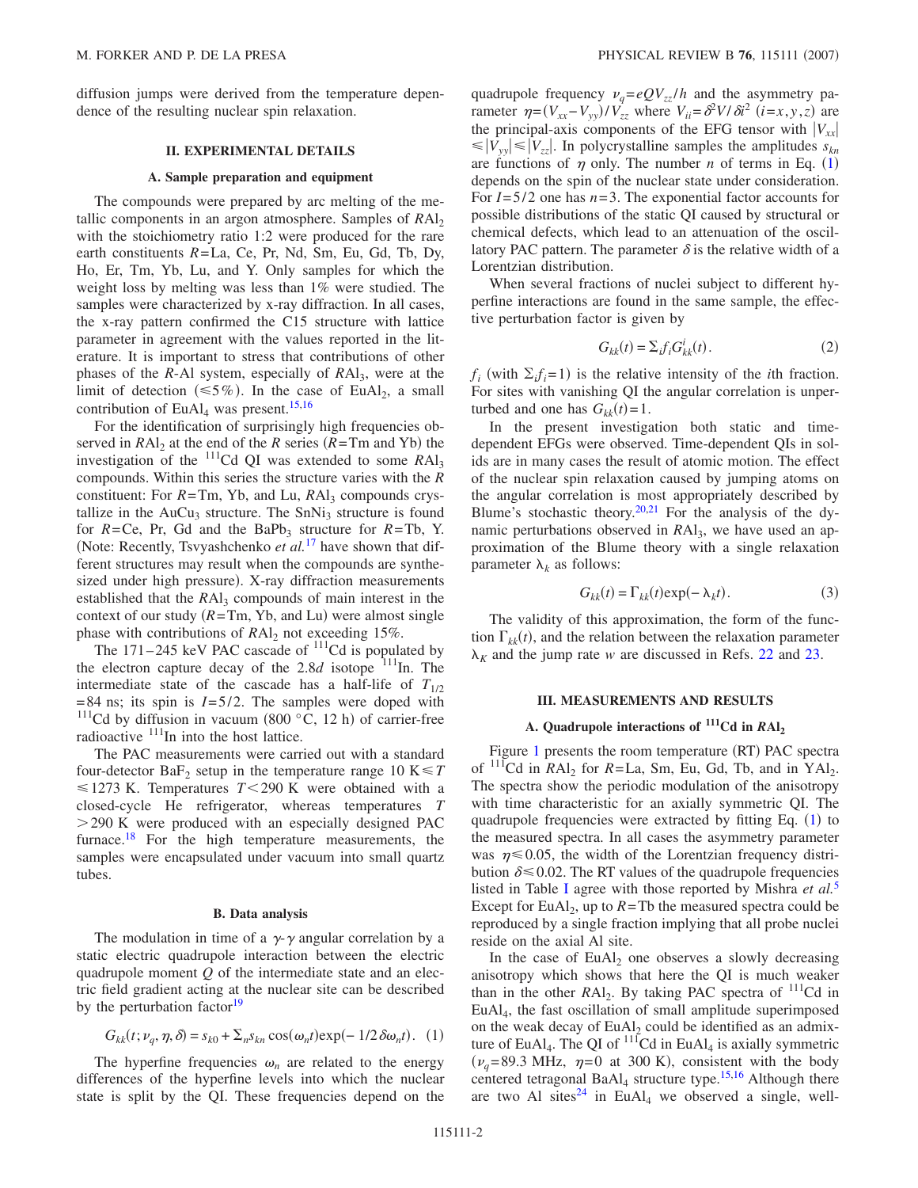diffusion jumps were derived from the temperature dependence of the resulting nuclear spin relaxation.

## II. EXPERIMENTAL DETAILS

### A. Sample preparation and equipment

The compounds were prepared by arc melting of the metallic components in an argon atmosphere. Samples of $RAl_2$ with the stoichiometry ratio 1:2 were produced for the rare earth constituents $R$=La, Ce, Pr, Nd, Sm, Eu, Gd, Tb, Dy, Ho, Er, Tm, Yb, Lu, and Y. Only samples for which the weight loss by melting was less than 1% were studied. The samples were characterized by x-ray diffraction. In all cases, the x-ray pattern confirmed the C15 structure with lattice parameter in agreement with the values reported in the literature. It is important to stress that contributions of other phases of the $R$-Al system, especially of $RAl_3$, were at the limit of detection ($\leq 5\%$). In the case of $EuAl_2$, a small contribution of $EuAl_4$ was present.[15,16]

For the identification of surprisingly high frequencies observed in $RAl_2$ at the end of the $R$ series ($R$=Tm and Yb) the investigation of the $^{111}$Cd QI was extended to some $RAl_3$ compounds. Within this series the structure varies with the $R$ constituent: For $R$=Tm, Yb, and Lu, $RAl_3$ compounds crystallize in the $AuCu_3$ structure. The $SnNi_3$ structure is found for $R$=Ce, Pr, Gd and the $BaPb_3$ structure for $R$=Tb, Y. (Note: Recently, Tsvyashchenko *et al.*[17] have shown that different structures may result when the compounds are synthesized under high pressure). X-ray diffraction measurements established that the $RAl_3$ compounds of main interest in the context of our study ($R$=Tm, Yb, and Lu) were almost single phase with contributions of $RAl_2$ not exceeding 15%.

The 171–245 keV PAC cascade of $^{111}$Cd is populated by the electron capture decay of the 2.8$d$ isotope $^{111}$In. The intermediate state of the cascade has a half-life of $T_{1/2}$ = 84 ns; its spin is $I=5/2$. The samples were doped with $^{111}$Cd by diffusion in vacuum (800 °C, 12 h) of carrier-free radioactive $^{111}$In into the host lattice.

The PAC measurements were carried out with a standard four-detector $BaF_2$ setup in the temperature range 10 K $\leq T \leq$ 1273 K. Temperatures $T<290$ K were obtained with a closed-cycle He refrigerator, whereas temperatures $T>290$ K were produced with an especially designed PAC furnace.[18] For the high temperature measurements, the samples were encapsulated under vacuum into small quartz tubes.

### B. Data analysis

The modulation in time of a $\gamma$-$\gamma$ angular correlation by a static electric quadrupole interaction between the electric quadrupole moment $Q$ of the intermediate state and an electric field gradient acting at the nuclear site can be described by the perturbation factor[19]

$$G_{kk}(t;\nu_q,\eta,\delta) = s_{k0} + \Sigma_n s_{kn}\cos(\omega_n t)\exp(-1/2\,\delta\omega_n t). \quad (1)$$

The hyperfine frequencies $\omega_n$ are related to the energy differences of the hyperfine levels into which the nuclear state is split by the QI. These frequencies depend on the quadrupole frequency $\nu_q = eQV_{zz}/h$ and the asymmetry parameter $\eta = (V_{xx}-V_{yy})/V_{zz}$ where $V_{ii} = \delta^2 V/\delta i^2$ $(i=x,y,z)$ are the principal-axis components of the EFG tensor with $|V_{xx}| \leq |V_{yy}| \leq |V_{zz}|$. In polycrystalline samples the amplitudes $s_{kn}$ are functions of $\eta$ only. The number $n$ of terms in Eq. (1) depends on the spin of the nuclear state under consideration. For $I=5/2$ one has $n=3$. The exponential factor accounts for possible distributions of the static QI caused by structural or chemical defects, which lead to an attenuation of the oscillatory PAC pattern. The parameter $\delta$ is the relative width of a Lorentzian distribution.

When several fractions of nuclei subject to different hyperfine interactions are found in the same sample, the effective perturbation factor is given by

$$G_{kk}(t) = \Sigma_i f_i G^i_{kk}(t). \quad (2)$$

$f_i$ (with $\Sigma_i f_i = 1$) is the relative intensity of the $i$th fraction. For sites with vanishing QI the angular correlation is unperturbed and one has $G_{kk}(t)=1$.

In the present investigation both static and time-dependent EFGs were observed. Time-dependent QIs in solids are in many cases the result of atomic motion. The effect of the nuclear spin relaxation caused by jumping atoms on the angular correlation is most appropriately described by Blume's stochastic theory.[20,21] For the analysis of the dynamic perturbations observed in $RAl_3$, we have used an approximation of the Blume theory with a single relaxation parameter $\lambda_k$ as follows:

$$G_{kk}(t) = \Gamma_{kk}(t)\exp(-\lambda_k t). \quad (3)$$

The validity of this approximation, the form of the function $\Gamma_{kk}(t)$, and the relation between the relaxation parameter $\lambda_K$ and the jump rate $w$ are discussed in Refs. 22 and 23.

## III. MEASUREMENTS AND RESULTS

### A. Quadrupole interactions of $^{111}$Cd in $RAl_2$

Figure 1 presents the room temperature (RT) PAC spectra of $^{111}$Cd in $RAl_2$ for $R$=La, Sm, Eu, Gd, Tb, and in $YAl_2$. The spectra show the periodic modulation of the anisotropy with time characteristic for an axially symmetric QI. The quadrupole frequencies were extracted by fitting Eq. (1) to the measured spectra. In all cases the asymmetry parameter was $\eta \leq 0.05$, the width of the Lorentzian frequency distribution $\delta \leq 0.02$. The RT values of the quadrupole frequencies listed in Table I agree with those reported by Mishra *et al.*[5] Except for $EuAl_2$, up to $R$=Tb the measured spectra could be reproduced by a single fraction implying that all probe nuclei reside on the axial Al site.

In the case of $EuAl_2$ one observes a slowly decreasing anisotropy which shows that here the QI is much weaker than in the other $RAl_2$. By taking PAC spectra of $^{111}$Cd in $EuAl_4$, the fast oscillation of small amplitude superimposed on the weak decay of $EuAl_2$ could be identified as an admixture of $EuAl_4$. The QI of $^{111}$Cd in $EuAl_4$ is axially symmetric ($\nu_q$=89.3 MHz, $\eta$=0 at 300 K), consistent with the body centered tetragonal $BaAl_4$ structure type.[15,16] Although there are two Al sites[24] in $EuAl_4$ we observed a single, well-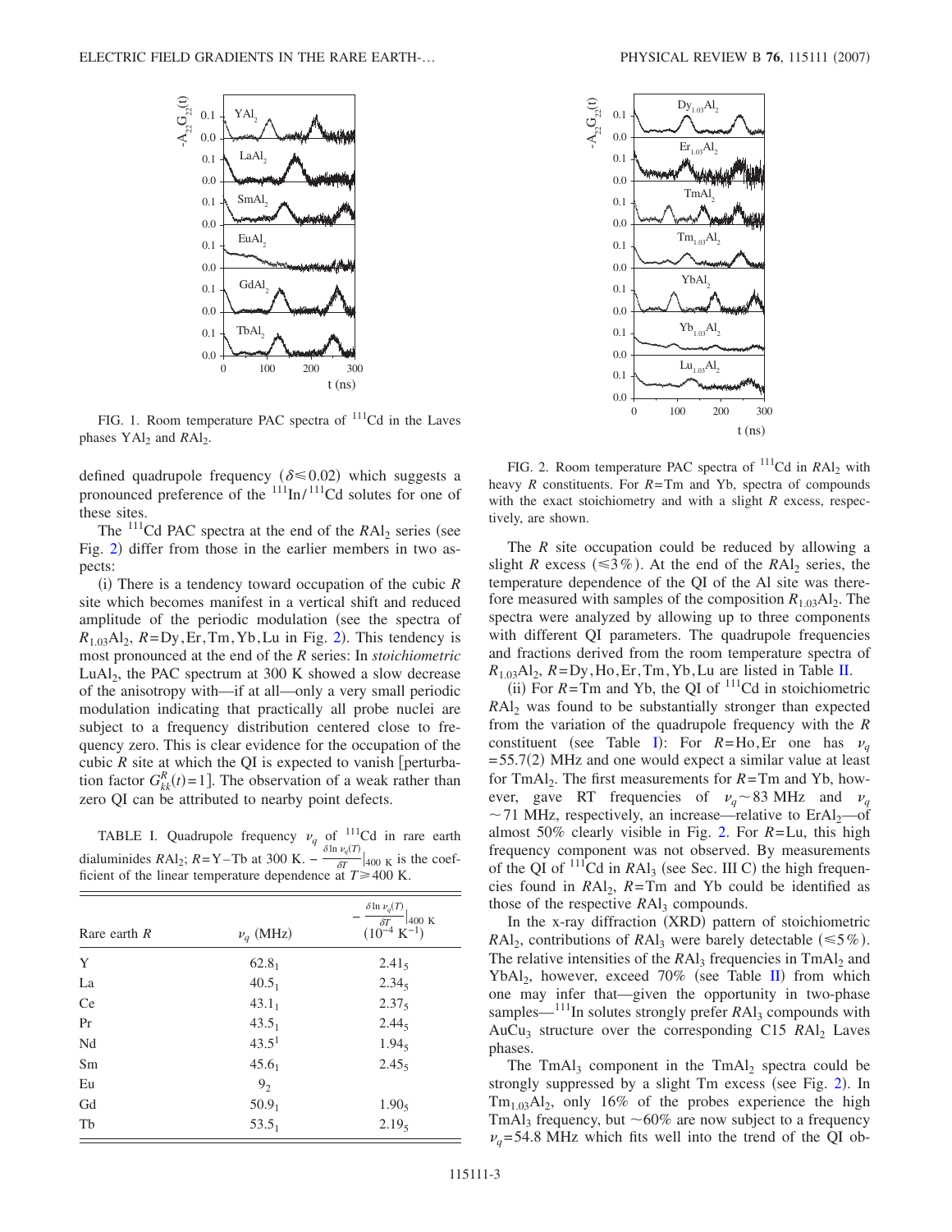FIG. 1. Room temperature PAC spectra of $^{111}$Cd in the Laves phases $YAl_2$ and $RAl_2$.

defined quadrupole frequency ($\delta \leq 0.02$) which suggests a pronounced preference of the $^{111}$In/$^{111}$Cd solutes for one of these sites.

The $^{111}$Cd PAC spectra at the end of the $RAl_2$ series (see Fig. 2) differ from those in the earlier members in two aspects:

(i) There is a tendency toward occupation of the cubic $R$ site which becomes manifest in a vertical shift and reduced amplitude of the periodic modulation (see the spectra of $R_{1.03}Al_2$, $R$=Dy,Er,Tm,Yb,Lu in Fig. 2). This tendency is most pronounced at the end of the $R$ series: In *stoichiometric* $LuAl_2$, the PAC spectrum at 300 K showed a slow decrease of the anisotropy with—if at all—only a very small periodic modulation indicating that practically all probe nuclei are subject to a frequency distribution centered close to frequency zero. This is clear evidence for the occupation of the cubic $R$ site at which the QI is expected to vanish [perturbation factor $G^R_{kk}(t)=1$]. The observation of a weak rather than zero QI can be attributed to nearby point defects.

TABLE I. Quadrupole frequency $\nu_q$ of $^{111}$Cd in rare earth dialuminides $RAl_2$; $R$=Y–Tb at 300 K. $-\frac{\delta \ln \nu_q(T)}{\delta T}\big|_{400\text{ K}}$ is the coefficient of the linear temperature dependence at $T \geq 400$ K.

| Rare earth $R$ | $\nu_q$ (MHz) | $-\frac{\delta \ln \nu_q(T)}{\delta T}\big\|_{400\text{ K}}$ $(10^{-4}\text{ K}^{-1})$ |
|---|---|---|
| Y | $62.8_1$ | $2.41_5$ |
| La | $40.5_1$ | $2.34_5$ |
| Ce | $43.1_1$ | $2.37_5$ |
| Pr | $43.5_1$ | $2.44_5$ |
| Nd | $43.5^1$ | $1.94_5$ |
| Sm | $45.6_1$ | $2.45_5$ |
| Eu | $9_2$ | |
| Gd | $50.9_1$ | $1.90_5$ |
| Tb | $53.5_1$ | $2.19_5$ |

FIG. 2. Room temperature PAC spectra of $^{111}$Cd in $RAl_2$ with heavy $R$ constituents. For $R$=Tm and Yb, spectra of compounds with the exact stoichiometry and with a slight $R$ excess, respectively, are shown.

The $R$ site occupation could be reduced by allowing a slight $R$ excess ($\leq 3\%$). At the end of the $RAl_2$ series, the temperature dependence of the QI of the Al site was therefore measured with samples of the composition $R_{1.03}Al_2$. The spectra were analyzed by allowing up to three components with different QI parameters. The quadrupole frequencies and fractions derived from the room temperature spectra of $R_{1.03}Al_2$, $R$=Dy,Ho,Er,Tm,Yb,Lu are listed in Table II.

(ii) For $R$=Tm and Yb, the QI of $^{111}$Cd in stoichiometric $RAl_2$ was found to be substantially stronger than expected from the variation of the quadrupole frequency with the $R$ constituent (see Table I): For $R$=Ho,Er one has $\nu_q$ =55.7(2) MHz and one would expect a similar value at least for $TmAl_2$. The first measurements for $R$=Tm and Yb, however, gave RT frequencies of $\nu_q \sim 83$ MHz and $\nu_q \sim 71$ MHz, respectively, an increase—relative to $ErAl_2$—of almost 50% clearly visible in Fig. 2. For $R$=Lu, this high frequency component was not observed. By measurements of the QI of $^{111}$Cd in $RAl_3$ (see Sec. III C) the high frequencies found in $RAl_2$, $R$=Tm and Yb could be identified as those of the respective $RAl_3$ compounds.

In the x-ray diffraction (XRD) pattern of stoichiometric $RAl_2$, contributions of $RAl_3$ were barely detectable ($\leq 5\%$). The relative intensities of the $RAl_3$ frequencies in $TmAl_2$ and $YbAl_2$, however, exceed 70% (see Table II) from which one may infer that—given the opportunity in two-phase samples—$^{111}$In solutes strongly prefer $RAl_3$ compounds with $AuCu_3$ structure over the corresponding C15 $RAl_2$ Laves phases.

The $TmAl_3$ component in the $TmAl_2$ spectra could be strongly suppressed by a slight Tm excess (see Fig. 2). In $Tm_{1.03}Al_2$, only 16% of the probes experience the high $TmAl_3$ frequency, but $\sim$60% are now subject to a frequency $\nu_q$=54.8 MHz which fits well into the trend of the QI ob-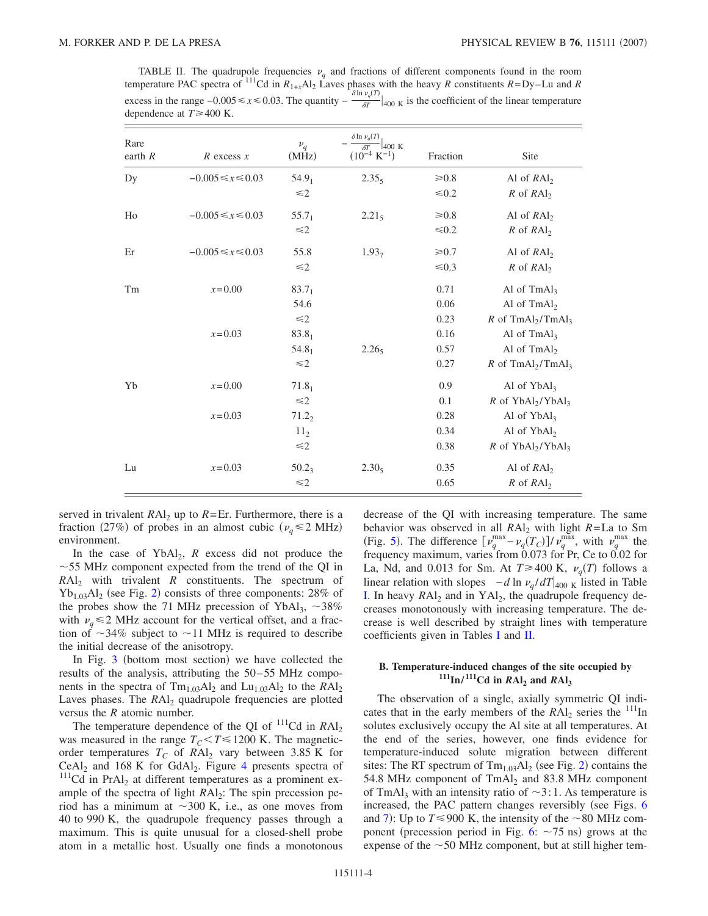TABLE II. The quadrupole frequencies $\nu_q$ and fractions of different components found in the room temperature PAC spectra of $^{111}$Cd in $R_{1+x}Al_2$ Laves phases with the heavy $R$ constituents $R$=Dy–Lu and $R$ excess in the range $-0.005 \leq x \leq 0.03$. The quantity $-\frac{\delta \ln \nu_q(T)}{\delta T}\big|_{400\text{ K}}$ is the coefficient of the linear temperature dependence at $T \geq 400$ K.

| Rare earth $R$ | $R$ excess $x$ | $\nu_q$ (MHz) | $-\frac{\delta \ln \nu_q(T)}{\delta T}\big\|_{400\text{ K}}$ ($10^{-4}$ K$^{-1}$) | Fraction | Site |
|---|---|---|---|---|---|
| Dy | $-0.005 \leq x \leq 0.03$ | $54.9_1$ | $2.35_5$ | $\geq 0.8$ | Al of $RAl_2$ |
| | | $\leq 2$ | | $\leq 0.2$ | $R$ of $RAl_2$ |
| Ho | $-0.005 \leq x \leq 0.03$ | $55.7_1$ | $2.21_5$ | $\geq 0.8$ | Al of $RAl_2$ |
| | | $\leq 2$ | | $\leq 0.2$ | $R$ of $RAl_2$ |
| Er | $-0.005 \leq x \leq 0.03$ | 55.8 | $1.93_7$ | $\geq 0.7$ | Al of $RAl_2$ |
| | | $\leq 2$ | | $\leq 0.3$ | $R$ of $RAl_2$ |
| Tm | $x$=0.00 | $83.7_1$ | | 0.71 | Al of $TmAl_3$ |
| | | 54.6 | | 0.06 | Al of $TmAl_2$ |
| | | $\leq 2$ | | 0.23 | $R$ of $TmAl_2$/$TmAl_3$ |
| | $x$=0.03 | $83.8_1$ | | 0.16 | Al of $TmAl_3$ |
| | | $54.8_1$ | $2.26_5$ | 0.57 | Al of $TmAl_2$ |
| | | $\leq 2$ | | 0.27 | $R$ of $TmAl_2$/$TmAl_3$ |
| Yb | $x$=0.00 | $71.8_1$ | | 0.9 | Al of $YbAl_3$ |
| | | $\leq 2$ | | 0.1 | $R$ of $YbAl_2$/$YbAl_3$ |
| | $x$=0.03 | $71.2_2$ | | 0.28 | Al of $YbAl_3$ |
| | | $11_2$ | | 0.34 | Al of $YbAl_2$ |
| | | $\leq 2$ | | 0.38 | $R$ of $YbAl_2$/$YbAl_3$ |
| Lu | $x$=0.03 | $50.2_3$ | $2.30_5$ | 0.35 | Al of $RAl_2$ |
| | | $\leq 2$ | | 0.65 | $R$ of $RAl_2$ |

served in trivalent $RAl_2$ up to $R$=Er. Furthermore, there is a fraction (27%) of probes in an almost cubic ($\nu_q \leq 2$ MHz) environment.

In the case of $YbAl_2$, $R$ excess did not produce the $\sim$55 MHz component expected from the trend of the QI in $RAl_2$ with trivalent $R$ constituents. The spectrum of $Yb_{1.03}Al_2$ (see Fig. 2) consists of three components: 28% of the probes show the 71 MHz precession of $YbAl_3$, $\sim$38% with $\nu_q \leq 2$ MHz account for the vertical offset, and a fraction of $\sim$34% subject to $\sim$11 MHz is required to describe the initial decrease of the anisotropy.

In Fig. 3 (bottom most section) we have collected the results of the analysis, attributing the 50–55 MHz components in the spectra of $Tm_{1.03}Al_2$ and $Lu_{1.03}Al_2$ to the $RAl_2$ Laves phases. The $RAl_2$ quadrupole frequencies are plotted versus the $R$ atomic number.

The temperature dependence of the QI of $^{111}$Cd in $RAl_2$ was measured in the range $T_C < T \leq 1200$ K. The magnetic-order temperatures $T_C$ of $RAl_2$ vary between 3.85 K for $CeAl_2$ and 168 K for $GdAl_2$. Figure 4 presents spectra of $^{111}$Cd in $PrAl_2$ at different temperatures as a prominent example of the spectra of light $RAl_2$: The spin precession period has a minimum at $\sim$300 K, i.e., as one moves from 40 to 990 K, the quadrupole frequency passes through a maximum. This is quite unusual for a closed-shell probe atom in a metallic host. Usually one finds a monotonous decrease of the QI with increasing temperature. The same behavior was observed in all $RAl_2$ with light $R$=La to Sm (Fig. 5). The difference $[\nu_q^{max} - \nu_q(T_C)]/\nu_q^{max}$, with $\nu_q^{max}$ the frequency maximum, varies from 0.073 for Pr, Ce to 0.02 for La, Nd, and 0.013 for Sm. At $T \geq 400$ K, $\nu_q(T)$ follows a linear relation with slopes $-d \ln \nu_q/dT|_{400\text{ K}}$ listed in Table I. In heavy $RAl_2$ and in $YAl_2$, the quadrupole frequency decreases monotonously with increasing temperature. The decrease is well described by straight lines with temperature coefficients given in Tables I and II.

### B. Temperature-induced changes of the site occupied by $^{111}$In/$^{111}$Cd in $RAl_2$ and $RAl_3$

The observation of a single, axially symmetric QI indicates that in the early members of the $RAl_2$ series the $^{111}$In solutes exclusively occupy the Al site at all temperatures. At the end of the series, however, one finds evidence for temperature-induced solute migration between different sites: The RT spectrum of $Tm_{1.03}Al_2$ (see Fig. 2) contains the 54.8 MHz component of $TmAl_2$ and 83.8 MHz component of $TmAl_3$ with an intensity ratio of $\sim$3:1. As temperature is increased, the PAC pattern changes reversibly (see Figs. 6 and 7): Up to $T \leq 900$ K, the intensity of the $\sim$80 MHz component (precession period in Fig. 6: $\sim$75 ns) grows at the expense of the $\sim$50 MHz component, but at still higher tem-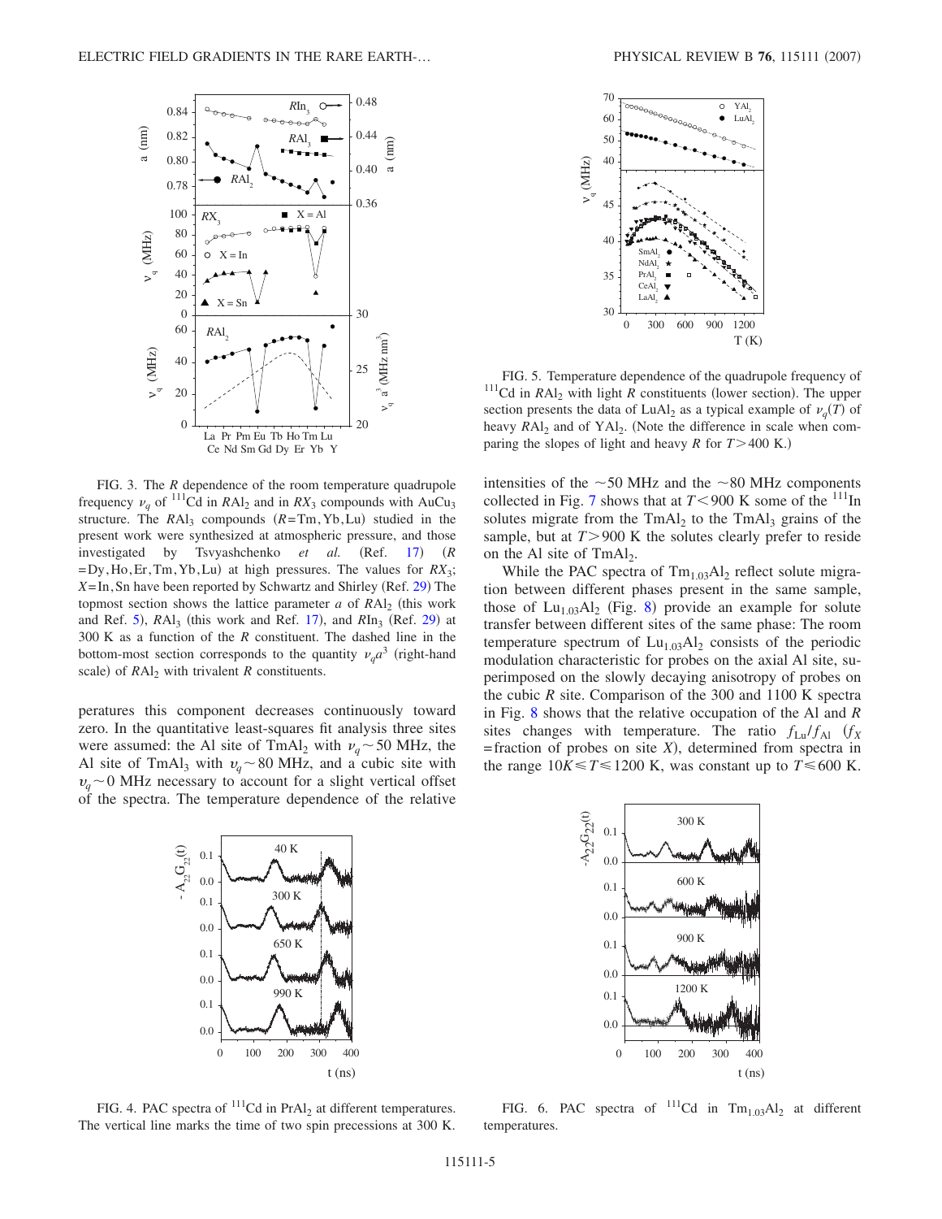FIG. 3. The $R$ dependence of the room temperature quadrupole frequency $\nu_q$ of $^{111}$Cd in $R$Al$_2$ and in $RX_3$ compounds with AuCu$_3$ structure. The $R$Al$_3$ compounds ($R$=Tm,Yb,Lu) studied in the present work were synthesized at atmospheric pressure, and those investigated by Tsvyashchenko *et al.* (Ref. 17) ($R$=Dy,Ho,Er,Tm,Yb,Lu) at high pressures. The values for $RX_3$; $X$=In,Sn have been reported by Schwartz and Shirley (Ref. 29) The topmost section shows the lattice parameter $a$ of $R$Al$_2$ (this work and Ref. 5), $R$Al$_3$ (this work and Ref. 17), and $R$In$_3$ (Ref. 29) at 300 K as a function of the $R$ constituent. The dashed line in the bottom-most section corresponds to the quantity $\nu_q a^3$ (right-hand scale) of $R$Al$_2$ with trivalent $R$ constituents.

peratures this component decreases continuously toward zero. In the quantitative least-squares fit analysis three sites were assumed: the Al site of TmAl$_2$ with $\nu_q \sim 50$ MHz, the Al site of TmAl$_3$ with $\nu_q \sim 80$ MHz, and a cubic site with $\nu_q \sim 0$ MHz necessary to account for a slight vertical offset of the spectra. The temperature dependence of the relative

FIG. 4. PAC spectra of $^{111}$Cd in PrAl$_2$ at different temperatures. The vertical line marks the time of two spin precessions at 300 K.

FIG. 5. Temperature dependence of the quadrupole frequency of $^{111}$Cd in $R$Al$_2$ with light $R$ constituents (lower section). The upper section presents the data of LuAl$_2$ as a typical example of $\nu_q(T)$ of heavy $R$Al$_2$ and of YAl$_2$. (Note the difference in scale when comparing the slopes of light and heavy $R$ for $T>400$ K.)

intensities of the $\sim$50 MHz and the $\sim$80 MHz components collected in Fig. 7 shows that at $T<900$ K some of the $^{111}$In solutes migrate from the TmAl$_2$ to the TmAl$_3$ grains of the sample, but at $T>900$ K the solutes clearly prefer to reside on the Al site of TmAl$_2$.

While the PAC spectra of Tm$_{1.03}$Al$_2$ reflect solute migration between different phases present in the same sample, those of Lu$_{1.03}$Al$_2$ (Fig. 8) provide an example for solute transfer between different sites of the same phase: The room temperature spectrum of Lu$_{1.03}$Al$_2$ consists of the periodic modulation characteristic for probes on the axial Al site, superimposed on the slowly decaying anisotropy of probes on the cubic $R$ site. Comparison of the 300 and 1100 K spectra in Fig. 8 shows that the relative occupation of the Al and $R$ sites changes with temperature. The ratio $f_{\text{Lu}}/f_{\text{Al}}$ ($f_X$ =fraction of probes on site $X$), determined from spectra in the range $10\text{K} \leq T \leq 1200$ K, was constant up to $T \leq 600$ K.

FIG. 6. PAC spectra of $^{111}$Cd in Tm$_{1.03}$Al$_2$ at different temperatures.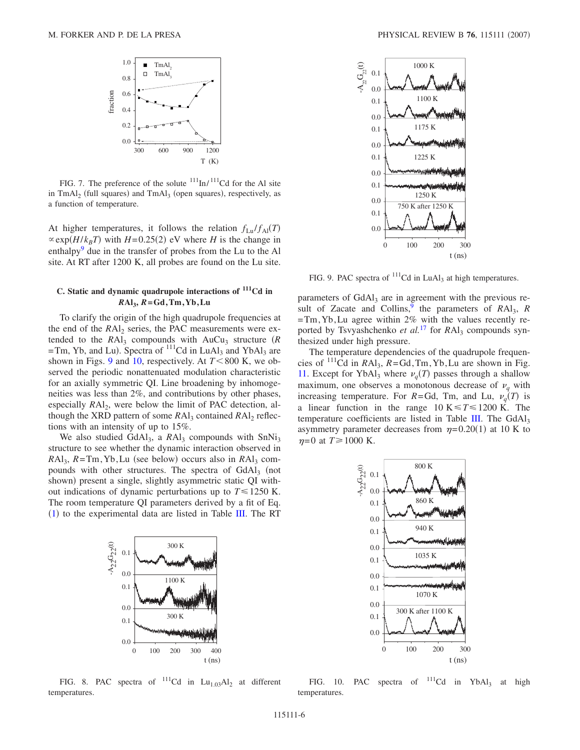FIG. 7. The preference of the solute $^{111}In/^{111}Cd$ for the Al site in $TmAl_2$ (full squares) and $TmAl_3$ (open squares), respectively, as a function of temperature.

At higher temperatures, it follows the relation $f_{Lu}/f_{Al}(T) \propto \exp(H/k_B T)$ with $H=0.25(2)$ eV where $H$ is the change in enthalpy[9] due in the transfer of probes from the Lu to the Al site. At RT after 1200 K, all probes are found on the Lu site.

### C. Static and dynamic quadrupole interactions of $^{111}Cd$ in $RAl_3$, $R$=Gd,Tm,Yb,Lu

To clarify the origin of the high quadrupole frequencies at the end of the $RAl_2$ series, the PAC measurements were extended to the $RAl_3$ compounds with $AuCu_3$ structure ($R$=Tm, Yb, and Lu). Spectra of $^{111}Cd$ in $LuAl_3$ and $YbAl_3$ are shown in Figs. 9 and 10, respectively. At $T<800$ K, we observed the periodic nonattenuated modulation characteristic for an axially symmetric QI. Line broadening by inhomogeneities was less than 2%, and contributions by other phases, especially $RAl_2$, were below the limit of PAC detection, although the XRD pattern of some $RAl_3$ contained $RAl_2$ reflections with an intensity of up to 15%.

We also studied $GdAl_3$, a $RAl_3$ compounds with $SnNi_3$ structure to see whether the dynamic interaction observed in $RAl_3$, $R$=Tm,Yb,Lu (see below) occurs also in $RAl_3$ compounds with other structures. The spectra of $GdAl_3$ (not shown) present a single, slightly asymmetric static QI without indications of dynamic perturbations up to $T\leq 1250$ K. The room temperature QI parameters derived by a fit of Eq. (1) to the experimental data are listed in Table III. The RT parameters of $GdAl_3$ are in agreement with the previous result of Zacate and Collins,[9] the parameters of $RAl_3$, $R$=Tm,Yb,Lu agree within 2% with the values recently reported by Tsvyashchenko *et al.*[17] for $RAl_3$ compounds synthesized under high pressure.

The temperature dependencies of the quadrupole frequencies of $^{111}Cd$ in $RAl_3$, $R$=Gd,Tm,Yb,Lu are shown in Fig. 11. Except for $YbAl_3$ where $\nu_q(T)$ passes through a shallow maximum, one observes a monotonous decrease of $\nu_q$ with increasing temperature. For $R$=Gd, Tm, and Lu, $\nu_q(T)$ is a linear function in the range $10\ \text{K}\leq T\leq 1200$ K. The temperature coefficients are listed in Table III. The $GdAl_3$ asymmetry parameter decreases from $\eta=0.20(1)$ at 10 K to $\eta=0$ at $T\geq 1000$ K.

FIG. 8. PAC spectra of $^{111}Cd$ in $Lu_{1.03}Al_2$ at different temperatures.

FIG. 9. PAC spectra of $^{111}Cd$ in $LuAl_3$ at high temperatures.

FIG. 10. PAC spectra of $^{111}Cd$ in $YbAl_3$ at high temperatures.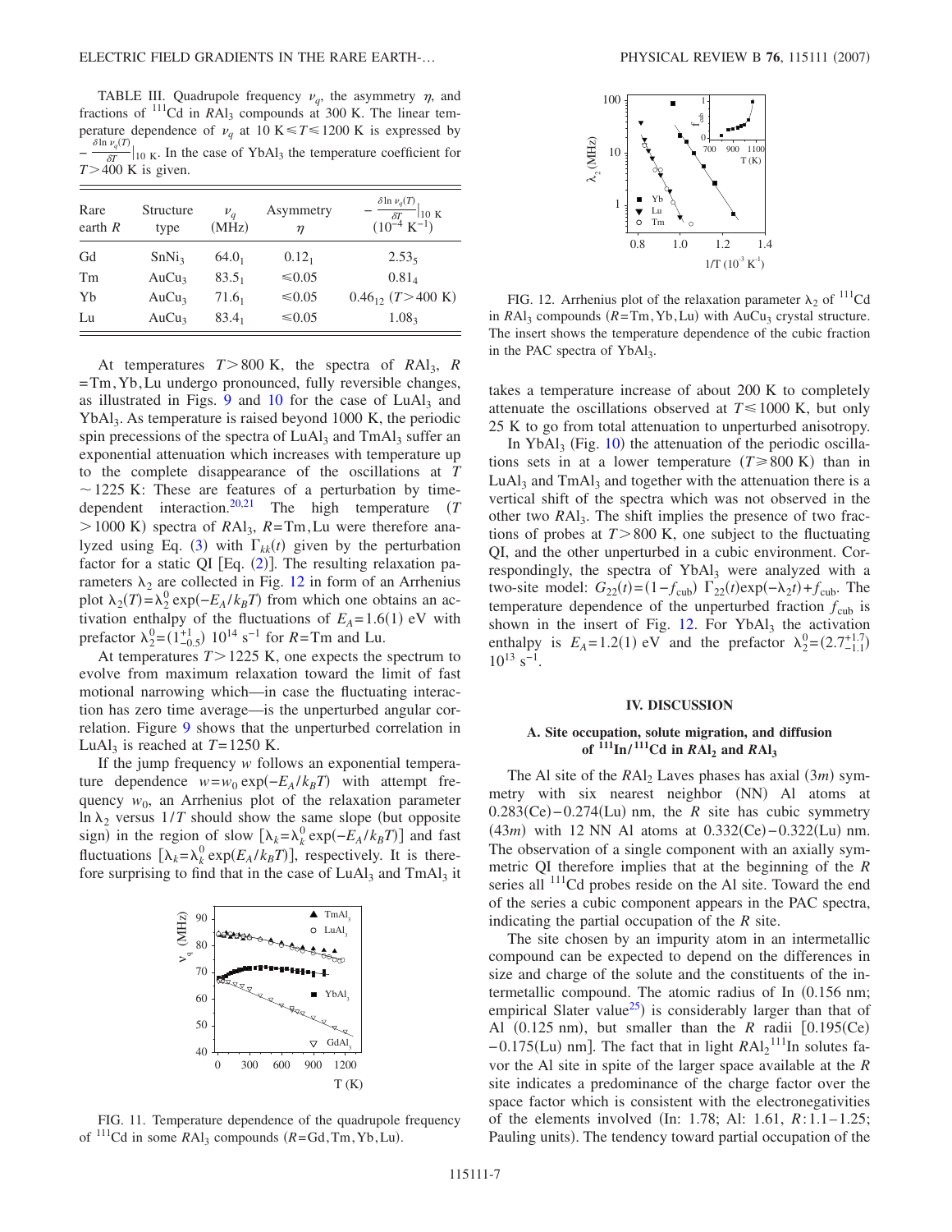TABLE III. Quadrupole frequency $\nu_q$, the asymmetry $\eta$, and fractions of $^{111}$Cd in $R$Al$_3$ compounds at 300 K. The linear temperature dependence of $\nu_q$ at 10 K $\leq T \leq$ 1200 K is expressed by $-\frac{\delta \ln \nu_q(T)}{\delta T}\big|_{10\text{ K}}$. In the case of YbAl$_3$ the temperature coefficient for $T > 400$ K is given.

| Rare earth $R$ | Structure type | $\nu_q$ (MHz) | Asymmetry $\eta$ | $-\frac{\delta \ln \nu_q(T)}{\delta T}\big\|_{10\text{ K}}$ ($10^{-4}$ K$^{-1}$) |
|---|---|---|---|---|
| Gd | SnNi$_3$ | $64.0_1$ | $0.12_1$ | $2.53_5$ |
| Tm | AuCu$_3$ | $83.5_1$ | $\leq 0.05$ | $0.81_4$ |
| Yb | AuCu$_3$ | $71.6_1$ | $\leq 0.05$ | $0.46_{12}$ ($T > 400$ K) |
| Lu | AuCu$_3$ | $83.4_1$ | $\leq 0.05$ | $1.08_3$ |

At temperatures $T > 800$ K, the spectra of $R$Al$_3$, $R$ = Tm, Yb, Lu undergo pronounced, fully reversible changes, as illustrated in Figs. 9 and 10 for the case of LuAl$_3$ and YbAl$_3$. As temperature is raised beyond 1000 K, the periodic spin precessions of the spectra of LuAl$_3$ and TmAl$_3$ suffer an exponential attenuation which increases with temperature up to the complete disappearance of the oscillations at $T \sim 1225$ K: These are features of a perturbation by time-dependent interaction.[20,21] The high temperature ($T > 1000$ K) spectra of $R$Al$_3$, $R$=Tm, Lu were therefore analyzed using Eq. (3) with $\Gamma_{kk}(t)$ given by the perturbation factor for a static QI [Eq. (2)]. The resulting relaxation parameters $\lambda_2$ are collected in Fig. 12 in form of an Arrhenius plot $\lambda_2(T) = \lambda_2^0 \exp(-E_A/k_BT)$ from which one obtains an activation enthalpy of the fluctuations of $E_A = 1.6(1)$ eV with prefactor $\lambda_2^0 = (1^{+1}_{-0.5})$ $10^{14}$ s$^{-1}$ for $R$=Tm and Lu.

At temperatures $T > 1225$ K, one expects the spectrum to evolve from maximum relaxation toward the limit of fast motional narrowing which—in case the fluctuating interaction has zero time average—is the unperturbed angular correlation. Figure 9 shows that the unperturbed correlation in LuAl$_3$ is reached at $T = 1250$ K.

If the jump frequency $w$ follows an exponential temperature dependence $w = w_0 \exp(-E_A/k_BT)$ with attempt frequency $w_0$, an Arrhenius plot of the relaxation parameter $\ln \lambda_2$ versus $1/T$ should show the same slope (but opposite sign) in the region of slow $[\lambda_k = \lambda_k^0 \exp(-E_A/k_BT)]$ and fast fluctuations $[\lambda_k = \lambda_k^0 \exp(E_A/k_BT)]$, respectively. It is therefore surprising to find that in the case of LuAl$_3$ and TmAl$_3$ it takes a temperature increase of about 200 K to completely attenuate the oscillations observed at $T \leq 1000$ K, but only 25 K to go from total attenuation to unperturbed anisotropy.

FIG. 11. Temperature dependence of the quadrupole frequency of $^{111}$Cd in some $R$Al$_3$ compounds ($R$=Gd, Tm, Yb, Lu).

FIG. 12. Arrhenius plot of the relaxation parameter $\lambda_2$ of $^{111}$Cd in $R$Al$_3$ compounds ($R$=Tm, Yb, Lu) with AuCu$_3$ crystal structure. The insert shows the temperature dependence of the cubic fraction in the PAC spectra of YbAl$_3$.

In YbAl$_3$ (Fig. 10) the attenuation of the periodic oscillations sets in at a lower temperature ($T \geq 800$ K) than in LuAl$_3$ and TmAl$_3$ and together with the attenuation there is a vertical shift of the spectra which was not observed in the other two $R$Al$_3$. The shift implies the presence of two fractions of probes at $T > 800$ K, one subject to the fluctuating QI, and the other unperturbed in a cubic environment. Correspondingly, the spectra of YbAl$_3$ were analyzed with a two-site model: $G_{22}(t) = (1 - f_{\text{cub}})\ \Gamma_{22}(t) \exp(-\lambda_2 t) + f_{\text{cub}}$. The temperature dependence of the unperturbed fraction $f_{\text{cub}}$ is shown in the insert of Fig. 12. For YbAl$_3$ the activation enthalpy is $E_A = 1.2(1)$ eV and the prefactor $\lambda_2^0 = (2.7^{+1.7}_{-1.1})$ $10^{13}$ s$^{-1}$.

## IV. DISCUSSION

### A. Site occupation, solute migration, and diffusion of $^{111}$In/$^{111}$Cd in $R$Al$_2$ and $R$Al$_3$

The Al site of the $R$Al$_2$ Laves phases has axial ($3m$) symmetry with six nearest neighbor (NN) Al atoms at 0.283(Ce)–0.274(Lu) nm, the $R$ site has cubic symmetry ($43m$) with 12 NN Al atoms at 0.332(Ce)–0.322(Lu) nm. The observation of a single component with an axially symmetric QI therefore implies that at the beginning of the $R$ series all $^{111}$Cd probes reside on the Al site. Toward the end of the series a cubic component appears in the PAC spectra, indicating the partial occupation of the $R$ site.

The site chosen by an impurity atom in an intermetallic compound can be expected to depend on the differences in size and charge of the solute and the constituents of the intermetallic compound. The atomic radius of In (0.156 nm; empirical Slater value[25]) is considerably larger than that of Al (0.125 nm), but smaller than the $R$ radii [0.195(Ce)–0.175(Lu) nm]. The fact that in light $R$Al$_2$ $^{111}$In solutes favor the Al site in spite of the larger space available at the $R$ site indicates a predominance of the charge factor over the space factor which is consistent with the electronegativities of the elements involved (In: 1.78; Al: 1.61, $R$: 1.1–1.25; Pauling units). The tendency toward partial occupation of the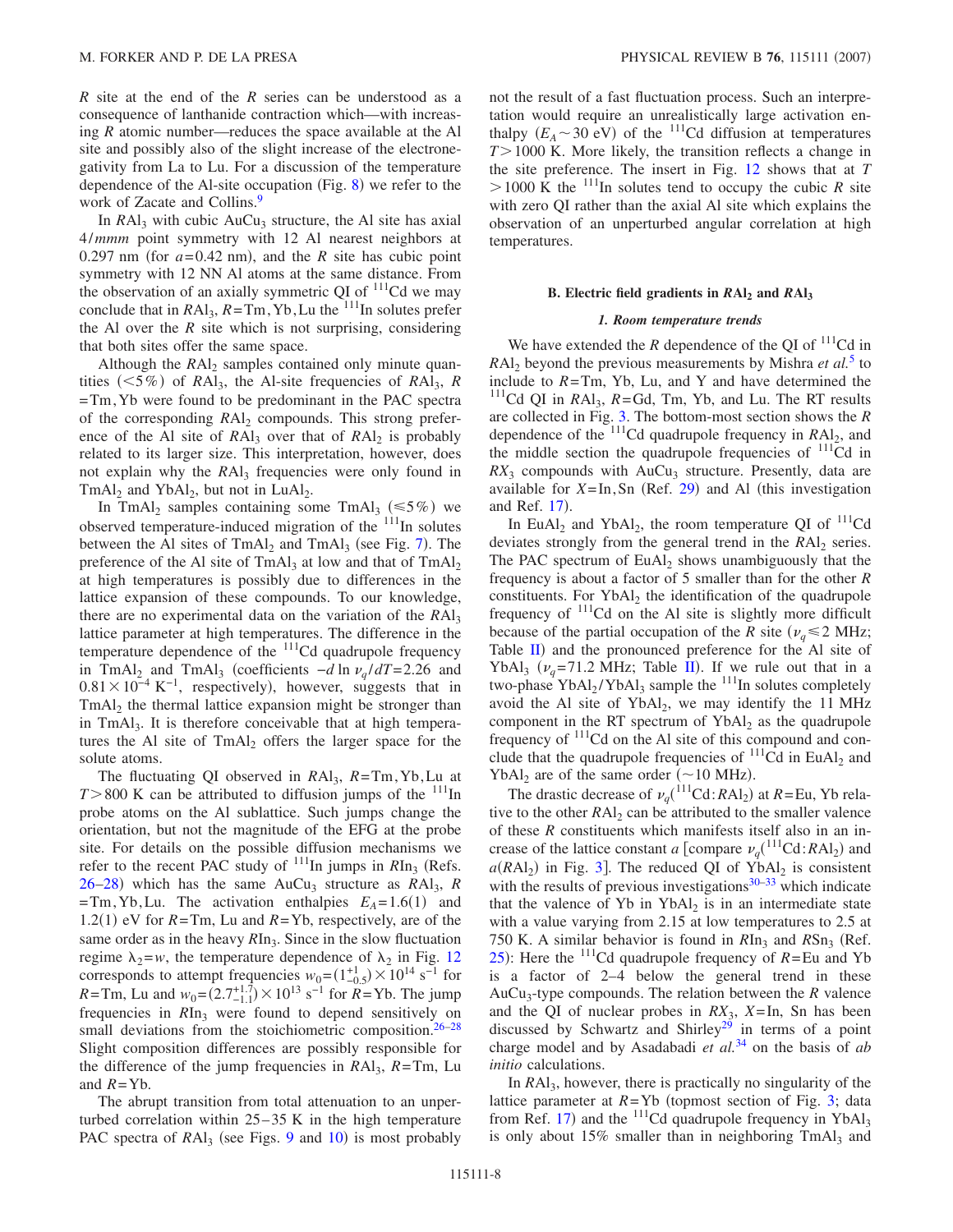$R$ site at the end of the $R$ series can be understood as a consequence of lanthanide contraction which—with increasing $R$ atomic number—reduces the space available at the Al site and possibly also of the slight increase of the electronegativity from La to Lu. For a discussion of the temperature dependence of the Al-site occupation (Fig. 8) we refer to the work of Zacate and Collins.[9]

In $RAl_3$ with cubic $AuCu_3$ structure, the Al site has axial $4/mmm$ point symmetry with 12 Al nearest neighbors at 0.297 nm (for $a=0.42$ nm), and the $R$ site has cubic point symmetry with 12 NN Al atoms at the same distance. From the observation of an axially symmetric QI of $^{111}$Cd we may conclude that in $RAl_3$, $R$=Tm, Yb, Lu the $^{111}$In solutes prefer the Al over the $R$ site which is not surprising, considering that both sites offer the same space.

Although the $RAl_2$ samples contained only minute quantities ($<5\%$) of $RAl_3$, the Al-site frequencies of $RAl_3$, $R$=Tm, Yb were found to be predominant in the PAC spectra of the corresponding $RAl_2$ compounds. This strong preference of the Al site of $RAl_3$ over that of $RAl_2$ is probably related to its larger size. This interpretation, however, does not explain why the $RAl_3$ frequencies were only found in $TmAl_2$ and $YbAl_2$, but not in $LuAl_2$.

In $TmAl_2$ samples containing some $TmAl_3$ ($\leqslant 5\%$) we observed temperature-induced migration of the $^{111}$In solutes between the Al sites of $TmAl_2$ and $TmAl_3$ (see Fig. 7). The preference of the Al site of $TmAl_3$ at low and that of $TmAl_2$ at high temperatures is possibly due to differences in the lattice expansion of these compounds. To our knowledge, there are no experimental data on the variation of the $RAl_3$ lattice parameter at high temperatures. The difference in the temperature dependence of the $^{111}$Cd quadrupole frequency in $TmAl_2$ and $TmAl_3$ (coefficients $-d \ln \nu_q/dT = 2.26$ and $0.81 \times 10^{-4}$ K$^{-1}$, respectively), however, suggests that in $TmAl_2$ the thermal lattice expansion might be stronger than in $TmAl_3$. It is therefore conceivable that at high temperatures the Al site of $TmAl_2$ offers the larger space for the solute atoms.

The fluctuating QI observed in $RAl_3$, $R$=Tm, Yb, Lu at $T>800$ K can be attributed to diffusion jumps of the $^{111}$In probe atoms on the Al sublattice. Such jumps change the orientation, but not the magnitude of the EFG at the probe site. For details on the possible diffusion mechanisms we refer to the recent PAC study of $^{111}$In jumps in $RIn_3$ (Refs. 26–28) which has the same $AuCu_3$ structure as $RAl_3$, $R$=Tm, Yb, Lu. The activation enthalpies $E_A=1.6(1)$ and 1.2(1) eV for $R$=Tm, Lu and $R$=Yb, respectively, are of the same order as in the heavy $RIn_3$. Since in the slow fluctuation regime $\lambda_2 = w$, the temperature dependence of $\lambda_2$ in Fig. 12 corresponds to attempt frequencies $w_0=(1^{+1}_{-0.5})\times 10^{14}$ s$^{-1}$ for $R$=Tm, Lu and $w_0=(2.7^{+1.7}_{-1.1})\times 10^{13}$ s$^{-1}$ for $R$=Yb. The jump frequencies in $RIn_3$ were found to depend sensitively on small deviations from the stoichiometric composition.[26–28] Slight composition differences are possibly responsible for the difference of the jump frequencies in $RAl_3$, $R$=Tm, Lu and $R$=Yb.

The abrupt transition from total attenuation to an unperturbed correlation within 25–35 K in the high temperature PAC spectra of $RAl_3$ (see Figs. 9 and 10) is most probably not the result of a fast fluctuation process. Such an interpretation would require an unrealistically large activation enthalpy ($E_A \sim 30$ eV) of the $^{111}$Cd diffusion at temperatures $T>1000$ K. More likely, the transition reflects a change in the site preference. The insert in Fig. 12 shows that at $T>1000$ K the $^{111}$In solutes tend to occupy the cubic $R$ site with zero QI rather than the axial Al site which explains the observation of an unperturbed angular correlation at high temperatures.

### B. Electric field gradients in $RAl_2$ and $RAl_3$

#### 1. Room temperature trends

We have extended the $R$ dependence of the QI of $^{111}$Cd in $RAl_2$ beyond the previous measurements by Mishra *et al.*[5] to include to $R$=Tm, Yb, Lu, and Y and have determined the $^{111}$Cd QI in $RAl_3$, $R$=Gd, Tm, Yb, and Lu. The RT results are collected in Fig. 3. The bottom-most section shows the $R$ dependence of the $^{111}$Cd quadrupole frequency in $RAl_2$, and the middle section the quadrupole frequencies of $^{111}$Cd in $RX_3$ compounds with $AuCu_3$ structure. Presently, data are available for $X$=In, Sn (Ref. 29) and Al (this investigation and Ref. 17).

In $EuAl_2$ and $YbAl_2$, the room temperature QI of $^{111}$Cd deviates strongly from the general trend in the $RAl_2$ series. The PAC spectrum of $EuAl_2$ shows unambiguously that the frequency is about a factor of 5 smaller than for the other $R$ constituents. For $YbAl_2$ the identification of the quadrupole frequency of $^{111}$Cd on the Al site is slightly more difficult because of the partial occupation of the $R$ site ($\nu_q \leqslant 2$ MHz; Table II) and the pronounced preference for the Al site of $YbAl_3$ ($\nu_q$=71.2 MHz; Table II). If we rule out that in a two-phase $YbAl_2/YbAl_3$ sample the $^{111}$In solutes completely avoid the Al site of $YbAl_2$, we may identify the 11 MHz component in the RT spectrum of $YbAl_2$ as the quadrupole frequency of $^{111}$Cd on the Al site of this compound and conclude that the quadrupole frequencies of $^{111}$Cd in $EuAl_2$ and $YbAl_2$ are of the same order ($\sim$10 MHz).

The drastic decrease of $\nu_q(^{111}\mathrm{Cd}:RAl_2)$ at $R$=Eu, Yb relative to the other $RAl_2$ can be attributed to the smaller valence of these $R$ constituents which manifests itself also in an increase of the lattice constant $a$ [compare $\nu_q(^{111}\mathrm{Cd}:RAl_2)$ and $a(RAl_2)$ in Fig. 3]. The reduced QI of $YbAl_2$ is consistent with the results of previous investigations[30–33] which indicate that the valence of Yb in $YbAl_2$ is in an intermediate state with a value varying from 2.15 at low temperatures to 2.5 at 750 K. A similar behavior is found in $RIn_3$ and $RSn_3$ (Ref. 25): Here the $^{111}$Cd quadrupole frequency of $R$=Eu and Yb is a factor of 2–4 below the general trend in these $AuCu_3$-type compounds. The relation between the $R$ valence and the QI of nuclear probes in $RX_3$, $X$=In, Sn has been discussed by Schwartz and Shirley[29] in terms of a point charge model and by Asadabadi *et al.*[34] on the basis of *ab initio* calculations.

In $RAl_3$, however, there is practically no singularity of the lattice parameter at $R$=Yb (topmost section of Fig. 3; data from Ref. 17) and the $^{111}$Cd quadrupole frequency in $YbAl_3$ is only about 15% smaller than in neighboring $TmAl_3$ and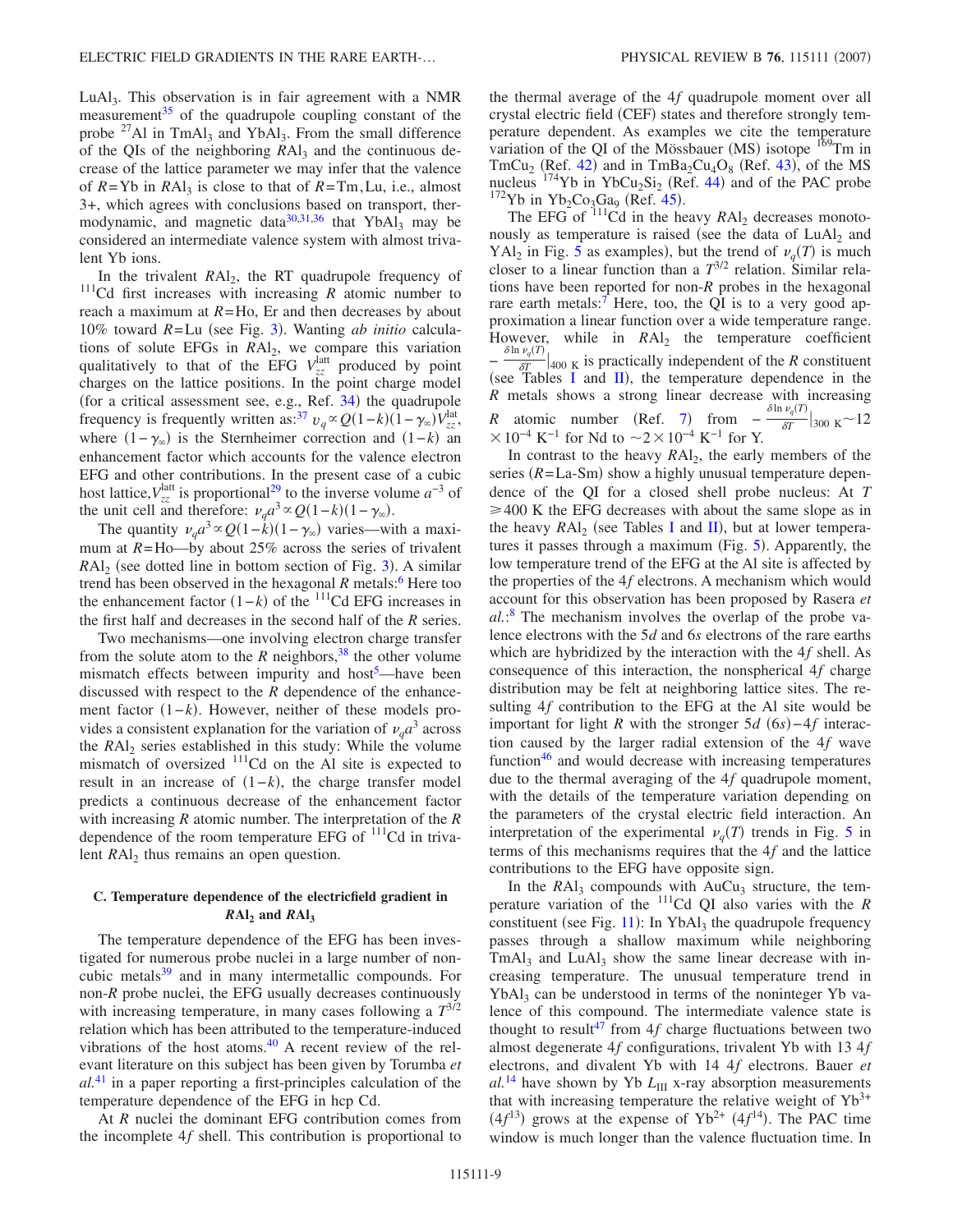$LuAl_3$. This observation is in fair agreement with a NMR measurement[35] of the quadrupole coupling constant of the probe $^{27}Al$ in $TmAl_3$ and $YbAl_3$. From the small difference of the QIs of the neighboring $RAl_3$ and the continuous decrease of the lattice parameter we may infer that the valence of $R$=Yb in $RAl_3$ is close to that of $R$=Tm,Lu, i.e., almost 3+, which agrees with conclusions based on transport, thermodynamic, and magnetic data[30,31,36] that $YbAl_3$ may be considered an intermediate valence system with almost trivalent Yb ions.

In the trivalent $RAl_2$, the RT quadrupole frequency of $^{111}Cd$ first increases with increasing $R$ atomic number to reach a maximum at $R$=Ho, Er and then decreases by about 10% toward $R$=Lu (see Fig. 3). Wanting *ab initio* calculations of solute EFGs in $RAl_2$, we compare this variation qualitatively to that of the EFG $V_{zz}^{\mathrm{latt}}$ produced by point charges on the lattice positions. In the point charge model (for a critical assessment see, e.g., Ref. 34) the quadrupole frequency is frequently written as:[37] $\upsilon_q \propto Q(1-k)(1-\gamma_\infty)V_{zz}^{\mathrm{lat}}$, where $(1-\gamma_\infty)$ is the Sternheimer correction and $(1-k)$ an enhancement factor which accounts for the valence electron EFG and other contributions. In the present case of a cubic host lattice, $V_{zz}^{\mathrm{latt}}$ is proportional[29] to the inverse volume $a^{-3}$ of the unit cell and therefore: $\nu_q a^3 \propto Q(1-k)(1-\gamma_\infty)$.

The quantity $\nu_q a^3 \propto Q(1-k)(1-\gamma_\infty)$ varies—with a maximum at $R$=Ho—by about 25% across the series of trivalent $RAl_2$ (see dotted line in bottom section of Fig. 3). A similar trend has been observed in the hexagonal $R$ metals:[6] Here too the enhancement factor $(1-k)$ of the $^{111}Cd$ EFG increases in the first half and decreases in the second half of the $R$ series.

Two mechanisms—one involving electron charge transfer from the solute atom to the $R$ neighbors,[38] the other volume mismatch effects between impurity and host[5]—have been discussed with respect to the $R$ dependence of the enhancement factor $(1-k)$. However, neither of these models provides a consistent explanation for the variation of $\nu_q a^3$ across the $RAl_2$ series established in this study: While the volume mismatch of oversized $^{111}Cd$ on the Al site is expected to result in an increase of $(1-k)$, the charge transfer model predicts a continuous decrease of the enhancement factor with increasing $R$ atomic number. The interpretation of the $R$ dependence of the room temperature EFG of $^{111}Cd$ in trivalent $RAl_2$ thus remains an open question.

### C. Temperature dependence of the electricfield gradient in $RAl_2$ and $RAl_3$

The temperature dependence of the EFG has been investigated for numerous probe nuclei in a large number of noncubic metals[39] and in many intermetallic compounds. For non-$R$ probe nuclei, the EFG usually decreases continuously with increasing temperature, in many cases following a $T^{3/2}$ relation which has been attributed to the temperature-induced vibrations of the host atoms.[40] A recent review of the relevant literature on this subject has been given by Torumba *et al.*[41] in a paper reporting a first-principles calculation of the temperature dependence of the EFG in hcp Cd.

At $R$ nuclei the dominant EFG contribution comes from the incomplete 4$f$ shell. This contribution is proportional to the thermal average of the 4$f$ quadrupole moment over all crystal electric field (CEF) states and therefore strongly temperature dependent. As examples we cite the temperature variation of the QI of the Mössbauer (MS) isotope $^{169}Tm$ in $TmCu_2$ (Ref. 42) and in $TmBa_2Cu_4O_8$ (Ref. 43), of the MS nucleus $^{174}Yb$ in $YbCu_2Si_2$ (Ref. 44) and of the PAC probe $^{172}Yb$ in $Yb_2Co_3Ga_9$ (Ref. 45).

The EFG of $^{111}Cd$ in the heavy $RAl_2$ decreases monotonously as temperature is raised (see the data of $LuAl_2$ and $YAl_2$ in Fig. 5 as examples), but the trend of $\nu_q(T)$ is much closer to a linear function than a $T^{3/2}$ relation. Similar relations have been reported for non-$R$ probes in the hexagonal rare earth metals:[7] Here, too, the QI is to a very good approximation a linear function over a wide temperature range. However, while in $RAl_2$ the temperature coefficient $-\frac{\delta \ln \nu_q(T)}{\delta T}\Big|_{400\ \mathrm{K}}$ is practically independent of the $R$ constituent (see Tables I and II), the temperature dependence in the $R$ metals shows a strong linear decrease with increasing $R$ atomic number (Ref. 7) from $-\frac{\delta \ln \nu_q(T)}{\delta T}\Big|_{300\ \mathrm{K}} \sim 12 \times 10^{-4}\ \mathrm{K}^{-1}$ for Nd to $\sim 2 \times 10^{-4}\ \mathrm{K}^{-1}$ for Y.

In contrast to the heavy $RAl_2$, the early members of the series ($R$=La-Sm) show a highly unusual temperature dependence of the QI for a closed shell probe nucleus: At $T \geq 400$ K the EFG decreases with about the same slope as in the heavy $RAl_2$ (see Tables I and II), but at lower temperatures it passes through a maximum (Fig. 5). Apparently, the low temperature trend of the EFG at the Al site is affected by the properties of the 4$f$ electrons. A mechanism which would account for this observation has been proposed by Rasera *et al.*:[8] The mechanism involves the overlap of the probe valence electrons with the 5$d$ and 6$s$ electrons of the rare earths which are hybridized by the interaction with the 4$f$ shell. As consequence of this interaction, the nonspherical 4$f$ charge distribution may be felt at neighboring lattice sites. The resulting 4$f$ contribution to the EFG at the Al site would be important for light $R$ with the stronger 5$d$ (6$s$)−4$f$ interaction caused by the larger radial extension of the 4$f$ wave function[46] and would decrease with increasing temperatures due to the thermal averaging of the 4$f$ quadrupole moment, with the details of the temperature variation depending on the parameters of the crystal electric field interaction. An interpretation of the experimental $\nu_q(T)$ trends in Fig. 5 in terms of this mechanisms requires that the 4$f$ and the lattice contributions to the EFG have opposite sign.

In the $RAl_3$ compounds with $AuCu_3$ structure, the temperature variation of the $^{111}Cd$ QI also varies with the $R$ constituent (see Fig. 11): In $YbAl_3$ the quadrupole frequency passes through a shallow maximum while neighboring $TmAl_3$ and $LuAl_3$ show the same linear decrease with increasing temperature. The unusual temperature trend in $YbAl_3$ can be understood in terms of the noninteger Yb valence of this compound. The intermediate valence state is thought to result[47] from 4$f$ charge fluctuations between two almost degenerate 4$f$ configurations, trivalent Yb with 13 4$f$ electrons, and divalent Yb with 14 4$f$ electrons. Bauer *et al.*[14] have shown by Yb $L_{\mathrm{III}}$ x-ray absorption measurements that with increasing temperature the relative weight of $Yb^{3+}$ ($4f^{13}$) grows at the expense of $Yb^{2+}$ ($4f^{14}$). The PAC time window is much longer than the valence fluctuation time. In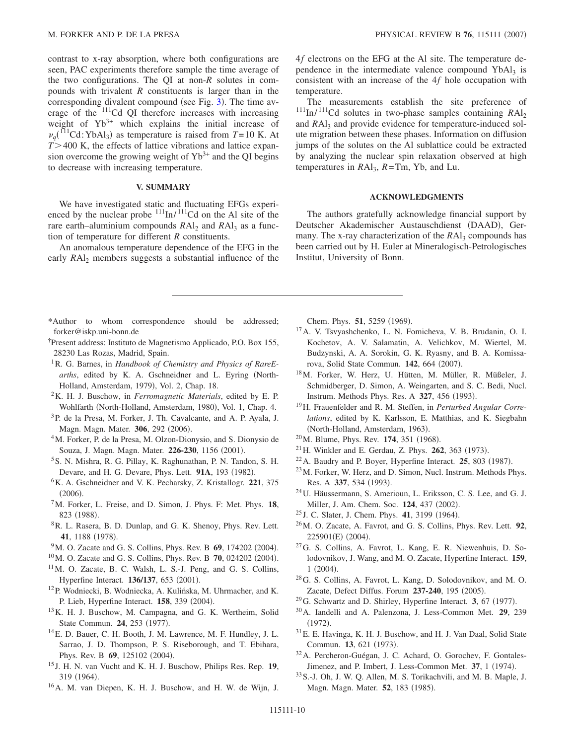contrast to x-ray absorption, where both configurations are seen, PAC experiments therefore sample the time average of the two configurations. The QI at non-$R$ solutes in compounds with trivalent $R$ constituents is larger than in the corresponding divalent compound (see Fig. 3). The time average of the $^{111}$Cd QI therefore increases with increasing weight of $Yb^{3+}$ which explains the initial increase of $\nu_q(^{111}\text{Cd}:\text{YbAl}_3)$ as temperature is raised from $T=10$ K. At $T>400$ K, the effects of lattice vibrations and lattice expansion overcome the growing weight of $Yb^{3+}$ and the QI begins to decrease with increasing temperature.

## V. SUMMARY

We have investigated static and fluctuating EFGs experienced by the nuclear probe $^{111}$In/$^{111}$Cd on the Al site of the rare earth–aluminium compounds $R$Al$_2$ and $R$Al$_3$ as a function of temperature for different $R$ constituents.

An anomalous temperature dependence of the EFG in the early $R$Al$_2$ members suggests a substantial influence of the 4$f$ electrons on the EFG at the Al site. The temperature dependence in the intermediate valence compound YbAl$_3$ is consistent with an increase of the 4$f$ hole occupation with temperature.

The measurements establish the site preference of $^{111}$In/$^{111}$Cd solutes in two-phase samples containing $R$Al$_2$ and $R$Al$_3$ and provide evidence for temperature-induced solute migration between these phases. Information on diffusion jumps of the solutes on the Al sublattice could be extracted by analyzing the nuclear spin relaxation observed at high temperatures in $R$Al$_3$, $R$=Tm, Yb, and Lu.

## ACKNOWLEDGMENTS

The authors gratefully acknowledge financial support by Deutscher Akademischer Austauschdienst (DAAD), Germany. The x-ray characterization of the $R$Al$_3$ compounds has been carried out by H. Euler at Mineralogisch-Petrologisches Institut, University of Bonn.

---

*Author to whom correspondence should be addressed; forker@iskp.uni-bonn.de

†Present address: Instituto de Magnetismo Applicado, P.O. Box 155, 28230 Las Rozas, Madrid, Spain.

[1] R. G. Barnes, in *Handbook of Chemistry and Physics of RareEarths*, edited by K. A. Gschneidner and L. Eyring (North-Holland, Amsterdam, 1979), Vol. 2, Chap. 18.

[2] K. H. J. Buschow, in *Ferromagnetic Materials*, edited by E. P. Wohlfarth (North-Holland, Amsterdam, 1980), Vol. 1, Chap. 4.

[3] P. de la Presa, M. Forker, J. Th. Cavalcante, and A. P. Ayala, J. Magn. Magn. Mater. **306**, 292 (2006).

[4] M. Forker, P. de la Presa, M. Olzon-Dionysio, and S. Dionysio de Souza, J. Magn. Magn. Mater. **226-230**, 1156 (2001).

[5] S. N. Mishra, R. G. Pillay, K. Raghunathan, P. N. Tandon, S. H. Devare, and H. G. Devare, Phys. Lett. **91A**, 193 (1982).

[6] K. A. Gschneidner and V. K. Pecharsky, Z. Kristallogr. **221**, 375 (2006).

[7] M. Forker, L. Freise, and D. Simon, J. Phys. F: Met. Phys. **18**, 823 (1988).

[8] R. L. Rasera, B. D. Dunlap, and G. K. Shenoy, Phys. Rev. Lett. **41**, 1188 (1978).

[9] M. O. Zacate and G. S. Collins, Phys. Rev. B **69**, 174202 (2004).

[10] M. O. Zacate and G. S. Collins, Phys. Rev. B **70**, 024202 (2004).

[11] M. O. Zacate, B. C. Walsh, L. S.-J. Peng, and G. S. Collins, Hyperfine Interact. **136/137**, 653 (2001).

[12] P. Wodniecki, B. Wodniecka, A. Kulińska, M. Uhrmacher, and K. P. Lieb, Hyperfine Interact. **158**, 339 (2004).

[13] K. H. J. Buschow, M. Campagna, and G. K. Wertheim, Solid State Commun. **24**, 253 (1977).

[14] E. D. Bauer, C. H. Booth, J. M. Lawrence, M. F. Hundley, J. L. Sarrao, J. D. Thompson, P. S. Riseborough, and T. Ebihara, Phys. Rev. B **69**, 125102 (2004).

[15] J. H. N. van Vucht and K. H. J. Buschow, Philips Res. Rep. **19**, 319 (1964).

[16] A. M. van Diepen, K. H. J. Buschow, and H. W. de Wijn, J. Chem. Phys. **51**, 5259 (1969).

[17] A. V. Tsvyashchenko, L. N. Fomicheva, V. B. Brudanin, O. I. Kochetov, A. V. Salamatin, A. Velichkov, M. Wiertel, M. Budzynski, A. A. Sorokin, G. K. Ryasny, and B. A. Komissarova, Solid State Commun. **142**, 664 (2007).

[18] M. Forker, W. Herz, U. Hütten, M. Müller, R. Müßeler, J. Schmidberger, D. Simon, A. Weingarten, and S. C. Bedi, Nucl. Instrum. Methods Phys. Res. A **327**, 456 (1993).

[19] H. Frauenfelder and R. M. Steffen, in *Perturbed Angular Correlations*, edited by K. Karlsson, E. Matthias, and K. Siegbahn (North-Holland, Amsterdam, 1963).

[20] M. Blume, Phys. Rev. **174**, 351 (1968).

[21] H. Winkler and E. Gerdau, Z. Phys. **262**, 363 (1973).

[22] A. Baudry and P. Boyer, Hyperfine Interact. **25**, 803 (1987).

[23] M. Forker, W. Herz, and D. Simon, Nucl. Instrum. Methods Phys. Res. A **337**, 534 (1993).

[24] U. Häussermann, S. Amerioun, L. Eriksson, C. S. Lee, and G. J. Miller, J. Am. Chem. Soc. **124**, 437 (2002).

[25] J. C. Slater, J. Chem. Phys. **41**, 3199 (1964).

[26] M. O. Zacate, A. Favrot, and G. S. Collins, Phys. Rev. Lett. **92**, 225901(E) (2004).

[27] G. S. Collins, A. Favrot, L. Kang, E. R. Niewenhuis, D. Solodovnikov, J. Wang, and M. O. Zacate, Hyperfine Interact. **159**, 1 (2004).

[28] G. S. Collins, A. Favrot, L. Kang, D. Solodovnikov, and M. O. Zacate, Defect Diffus. Forum **237-240**, 195 (2005).

[29] G. Schwartz and D. Shirley, Hyperfine Interact. **3**, 67 (1977).

[30] A. Iandelli and A. Palenzona, J. Less-Common Met. **29**, 239 (1972).

[31] E. E. Havinga, K. H. J. Buschow, and H. J. Van Daal, Solid State Commun. **13**, 621 (1973).

[32] A. Percheron-Guégan, J. C. Achard, O. Gorochev, F. Gontales-Jimenez, and P. Imbert, J. Less-Common Met. **37**, 1 (1974).

[33] S.-J. Oh, J. W. Q. Allen, M. S. Torikachvili, and M. B. Maple, J. Magn. Magn. Mater. **52**, 183 (1985).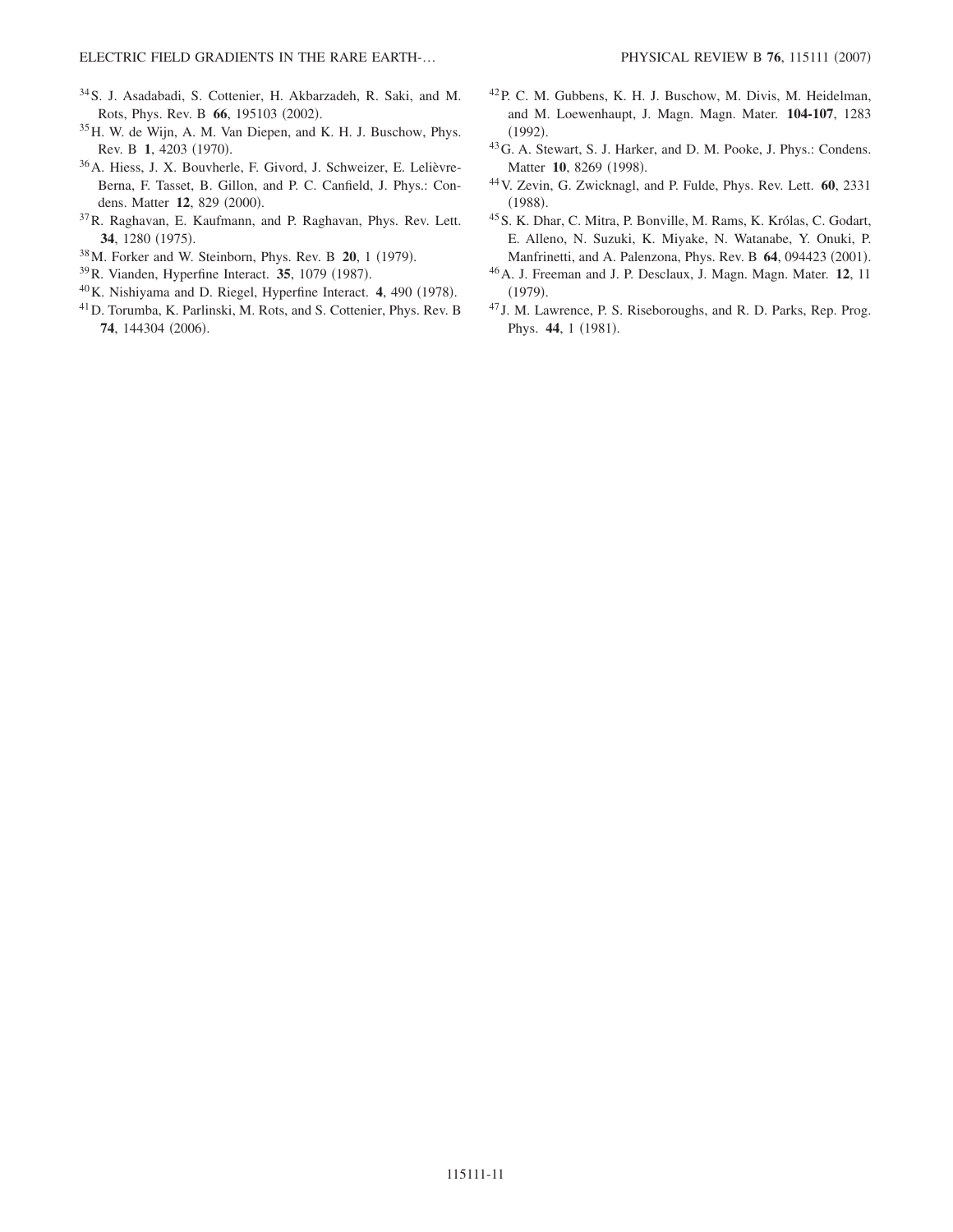[34] S. J. Asadabadi, S. Cottenier, H. Akbarzadeh, R. Saki, and M. Rots, Phys. Rev. B **66**, 195103 (2002).

[35] H. W. de Wijn, A. M. Van Diepen, and K. H. J. Buschow, Phys. Rev. B **1**, 4203 (1970).

[36] A. Hiess, J. X. Bouvherle, F. Givord, J. Schweizer, E. Lelièvre-Berna, F. Tasset, B. Gillon, and P. C. Canfield, J. Phys.: Condens. Matter **12**, 829 (2000).

[37] R. Raghavan, E. Kaufmann, and P. Raghavan, Phys. Rev. Lett. **34**, 1280 (1975).

[38] M. Forker and W. Steinborn, Phys. Rev. B **20**, 1 (1979).

[39] R. Vianden, Hyperfine Interact. **35**, 1079 (1987).

[40] K. Nishiyama and D. Riegel, Hyperfine Interact. **4**, 490 (1978).

[41] D. Torumba, K. Parlinski, M. Rots, and S. Cottenier, Phys. Rev. B **74**, 144304 (2006).

[42] P. C. M. Gubbens, K. H. J. Buschow, M. Divis, M. Heidelman, and M. Loewenhaupt, J. Magn. Magn. Mater. **104-107**, 1283 (1992).

[43] G. A. Stewart, S. J. Harker, and D. M. Pooke, J. Phys.: Condens. Matter **10**, 8269 (1998).

[44] V. Zevin, G. Zwicknagl, and P. Fulde, Phys. Rev. Lett. **60**, 2331 (1988).

[45] S. K. Dhar, C. Mitra, P. Bonville, M. Rams, K. Królas, C. Godart, E. Alleno, N. Suzuki, K. Miyake, N. Watanabe, Y. Onuki, P. Manfrinetti, and A. Palenzona, Phys. Rev. B **64**, 094423 (2001).

[46] A. J. Freeman and J. P. Desclaux, J. Magn. Magn. Mater. **12**, 11 (1979).

[47] J. M. Lawrence, P. S. Riseboroughs, and R. D. Parks, Rep. Prog. Phys. **44**, 1 (1981).